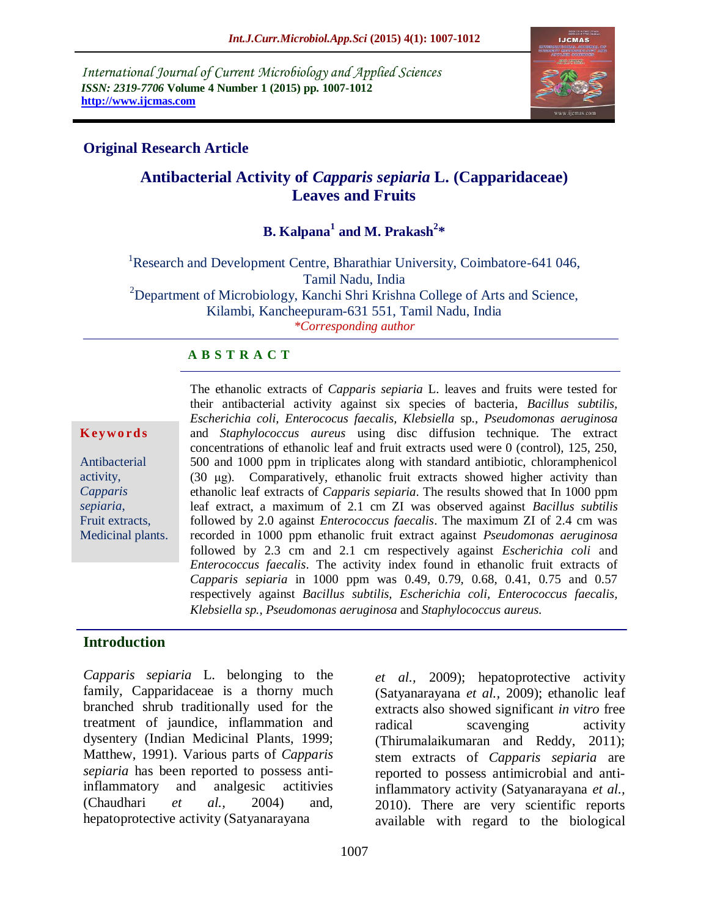International Journal of Current Microbiology and Applied Sciences
*ISSN: 2319-7706* **Volume 4 Number 1 (2015) pp. 1007-1012**
**http://www.ijcmas.com**

## Original Research Article

# Antibacterial Activity of *Capparis sepiaria* L. (Capparidaceae) Leaves and Fruits

**B. Kalpana[1] and M. Prakash[2]***

[1]Research and Development Centre, Bharathiar University, Coimbatore-641 046, Tamil Nadu, India
[2]Department of Microbiology, Kanchi Shri Krishna College of Arts and Science, Kilambi, Kancheepuram-631 551, Tamil Nadu, India
*\*Corresponding author*

### A B S T R A C T

**Keywords**

Antibacterial activity, *Capparis sepiaria*, Fruit extracts, Medicinal plants.

The ethanolic extracts of *Capparis sepiaria* L. leaves and fruits were tested for their antibacterial activity against six species of bacteria, *Bacillus subtilis, Escherichia coli, Enterocous faecalis, Klebsiella* sp., *Pseudomonas aeruginosa* and *Staphylococcus aureus* using disc diffusion technique. The extract concentrations of ethanolic leaf and fruit extracts used were 0 (control), 125, 250, 500 and 1000 ppm in triplicates along with standard antibiotic, chloramphenicol (30 µg). Comparatively, ethanolic fruit extracts showed higher activity than ethanolic leaf extracts of *Capparis sepiaria*. The results showed that In 1000 ppm leaf extract, a maximum of 2.1 cm ZI was observed against *Bacillus subtilis* followed by 2.0 against *Enterococcus faecalis*. The maximum ZI of 2.4 cm was recorded in 1000 ppm ethanolic fruit extract against *Pseudomonas aeruginosa* followed by 2.3 cm and 2.1 cm respectively against *Escherichia coli* and *Enterococcus faecalis*. The activity index found in ethanolic fruit extracts of *Capparis sepiaria* in 1000 ppm was 0.49, 0.79, 0.68, 0.41, 0.75 and 0.57 respectively against *Bacillus subtilis, Escherichia coli, Enterococcus faecalis, Klebsiella sp., Pseudomonas aeruginosa* and *Staphylococcus aureus.*

## Introduction

*Capparis sepiaria* L. belonging to the family, Capparidaceae is a thorny much branched shrub traditionally used for the treatment of jaundice, inflammation and dysentery (Indian Medicinal Plants, 1999; Matthew, 1991). Various parts of *Capparis sepiaria* has been reported to possess anti-inflammatory and analgesic actitivies (Chaudhari *et al.*, 2004) and, hepatoprotective activity (Satyanarayana *et al.*, 2009); hepatoprotective activity (Satyanarayana *et al.*, 2009); ethanolic leaf extracts also showed significant *in vitro* free radical scavenging activity (Thirumalaikumaran and Reddy, 2011); stem extracts of *Capparis sepiaria* are reported to possess antimicrobial and anti-inflammatory activity (Satyanarayana *et al.*, 2010). There are very scientific reports available with regard to the biological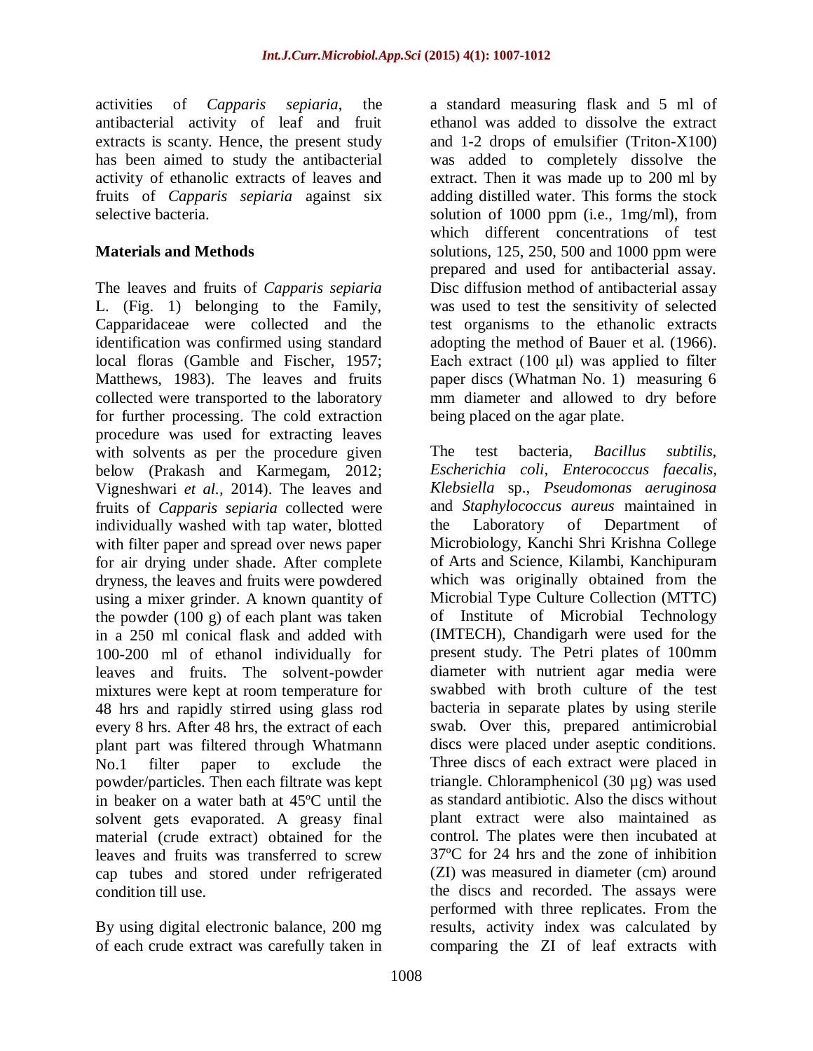activities of *Capparis sepiaria*, the antibacterial activity of leaf and fruit extracts is scanty. Hence, the present study has been aimed to study the antibacterial activity of ethanolic extracts of leaves and fruits of *Capparis sepiaria* against six selective bacteria.

## Materials and Methods

The leaves and fruits of *Capparis sepiaria* L. (Fig. 1) belonging to the Family, Capparidaceae were collected and the identification was confirmed using standard local floras (Gamble and Fischer, 1957; Matthews, 1983). The leaves and fruits collected were transported to the laboratory for further processing. The cold extraction procedure was used for extracting leaves with solvents as per the procedure given below (Prakash and Karmegam, 2012; Vigneshwari *et al.,* 2014). The leaves and fruits of *Capparis sepiaria* collected were individually washed with tap water, blotted with filter paper and spread over news paper for air drying under shade. After complete dryness, the leaves and fruits were powdered using a mixer grinder. A known quantity of the powder (100 g) of each plant was taken in a 250 ml conical flask and added with 100-200 ml of ethanol individually for leaves and fruits. The solvent-powder mixtures were kept at room temperature for 48 hrs and rapidly stirred using glass rod every 8 hrs. After 48 hrs, the extract of each plant part was filtered through Whatmann No.1 filter paper to exclude the powder/particles. Then each filtrate was kept in beaker on a water bath at 45ºC until the solvent gets evaporated. A greasy final material (crude extract) obtained for the leaves and fruits was transferred to screw cap tubes and stored under refrigerated condition till use.

By using digital electronic balance, 200 mg of each crude extract was carefully taken in a standard measuring flask and 5 ml of ethanol was added to dissolve the extract and 1-2 drops of emulsifier (Triton-X100) was added to completely dissolve the extract. Then it was made up to 200 ml by adding distilled water. This forms the stock solution of 1000 ppm (i.e., 1mg/ml), from which different concentrations of test solutions, 125, 250, 500 and 1000 ppm were prepared and used for antibacterial assay. Disc diffusion method of antibacterial assay was used to test the sensitivity of selected test organisms to the ethanolic extracts adopting the method of Bauer et al. (1966). Each extract (100 μl) was applied to filter paper discs (Whatman No. 1) measuring 6 mm diameter and allowed to dry before being placed on the agar plate.

The test bacteria, *Bacillus subtilis, Escherichia coli, Enterococcus faecalis, Klebsiella* sp., *Pseudomonas aeruginosa* and *Staphylococcus aureus* maintained in the Laboratory of Department of Microbiology, Kanchi Shri Krishna College of Arts and Science, Kilambi, Kanchipuram which was originally obtained from the Microbial Type Culture Collection (MTTC) of Institute of Microbial Technology (IMTECH), Chandigarh were used for the present study. The Petri plates of 100mm diameter with nutrient agar media were swabbed with broth culture of the test bacteria in separate plates by using sterile swab. Over this, prepared antimicrobial discs were placed under aseptic conditions. Three discs of each extract were placed in triangle. Chloramphenicol (30 µg) was used as standard antibiotic. Also the discs without plant extract were also maintained as control. The plates were then incubated at 37ºC for 24 hrs and the zone of inhibition (ZI) was measured in diameter (cm) around the discs and recorded. The assays were performed with three replicates. From the results, activity index was calculated by comparing the ZI of leaf extracts with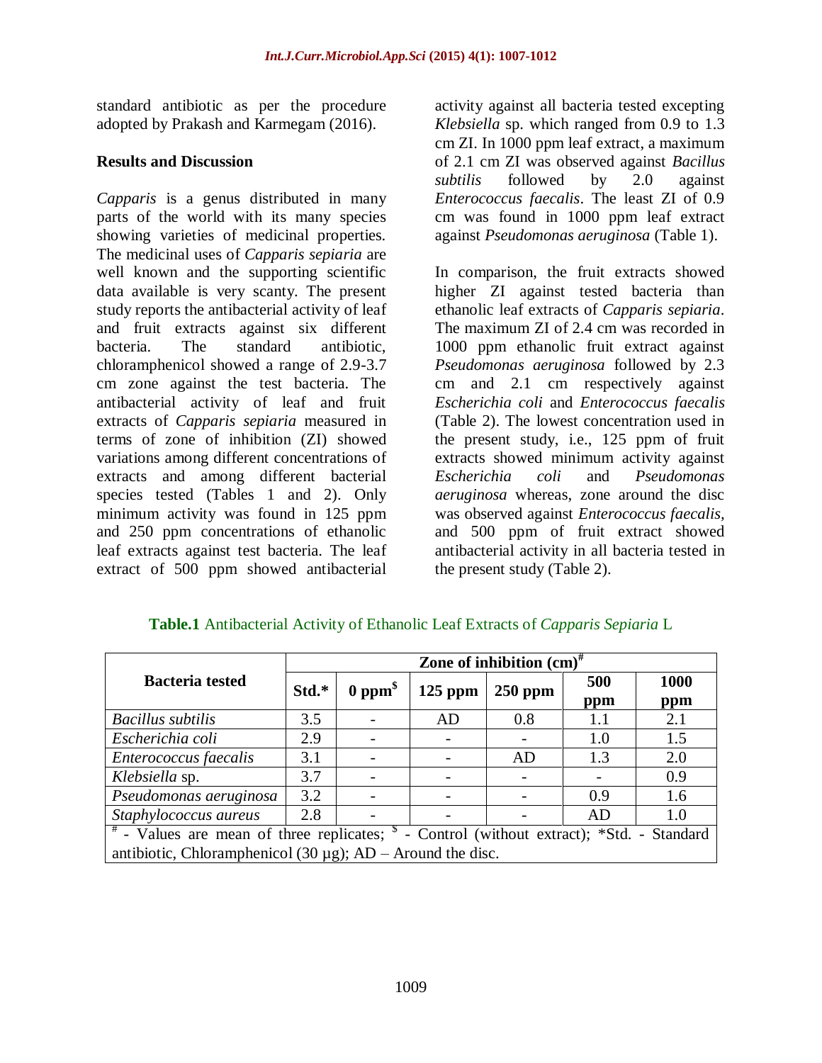standard antibiotic as per the procedure adopted by Prakash and Karmegam (2016).

## Results and Discussion

*Capparis* is a genus distributed in many parts of the world with its many species showing varieties of medicinal properties. The medicinal uses of *Capparis sepiaria* are well known and the supporting scientific data available is very scanty. The present study reports the antibacterial activity of leaf and fruit extracts against six different bacteria. The standard antibiotic, chloramphenicol showed a range of 2.9-3.7 cm zone against the test bacteria. The antibacterial activity of leaf and fruit extracts of *Capparis sepiaria* measured in terms of zone of inhibition (ZI) showed variations among different concentrations of extracts and among different bacterial species tested (Tables 1 and 2). Only minimum activity was found in 125 ppm and 250 ppm concentrations of ethanolic leaf extracts against test bacteria. The leaf extract of 500 ppm showed antibacterial activity against all bacteria tested excepting *Klebsiella* sp. which ranged from 0.9 to 1.3 cm ZI. In 1000 ppm leaf extract, a maximum of 2.1 cm ZI was observed against *Bacillus subtilis* followed by 2.0 against *Enterococcus faecalis*. The least ZI of 0.9 cm was found in 1000 ppm leaf extract against *Pseudomonas aeruginosa* (Table 1).

In comparison, the fruit extracts showed higher ZI against tested bacteria than ethanolic leaf extracts of *Capparis sepiaria*. The maximum ZI of 2.4 cm was recorded in 1000 ppm ethanolic fruit extract against *Pseudomonas aeruginosa* followed by 2.3 cm and 2.1 cm respectively against *Escherichia coli* and *Enterococcus faecalis* (Table 2). The lowest concentration used in the present study, i.e., 125 ppm of fruit extracts showed minimum activity against *Escherichia coli* and *Pseudomonas aeruginosa* whereas, zone around the disc was observed against *Enterococcus faecalis*, and 500 ppm of fruit extract showed antibacterial activity in all bacteria tested in the present study (Table 2).

**Table.1** Antibacterial Activity of Ethanolic Leaf Extracts of *Capparis Sepiaria* L

| Bacteria tested | Zone of inhibition (cm)[#] | | | | | |
|---|---|---|---|---|---|---|
| | Std.* | 0 ppm[$] | 125 ppm | 250 ppm | 500 ppm | 1000 ppm |
| *Bacillus subtilis* | 3.5 | - | AD | 0.8 | 1.1 | 2.1 |
| *Escherichia coli* | 2.9 | - | - | - | 1.0 | 1.5 |
| *Enterococcus faecalis* | 3.1 | - | - | AD | 1.3 | 2.0 |
| *Klebsiella* sp. | 3.7 | - | - | - | - | 0.9 |
| *Pseudomonas aeruginosa* | 3.2 | - | - | - | 0.9 | 1.6 |
| *Staphylococcus aureus* | 2.8 | - | - | - | AD | 1.0 |

[#] - Values are mean of three replicates; [$] - Control (without extract); *Std. - Standard antibiotic, Chloramphenicol (30 µg); AD – Around the disc.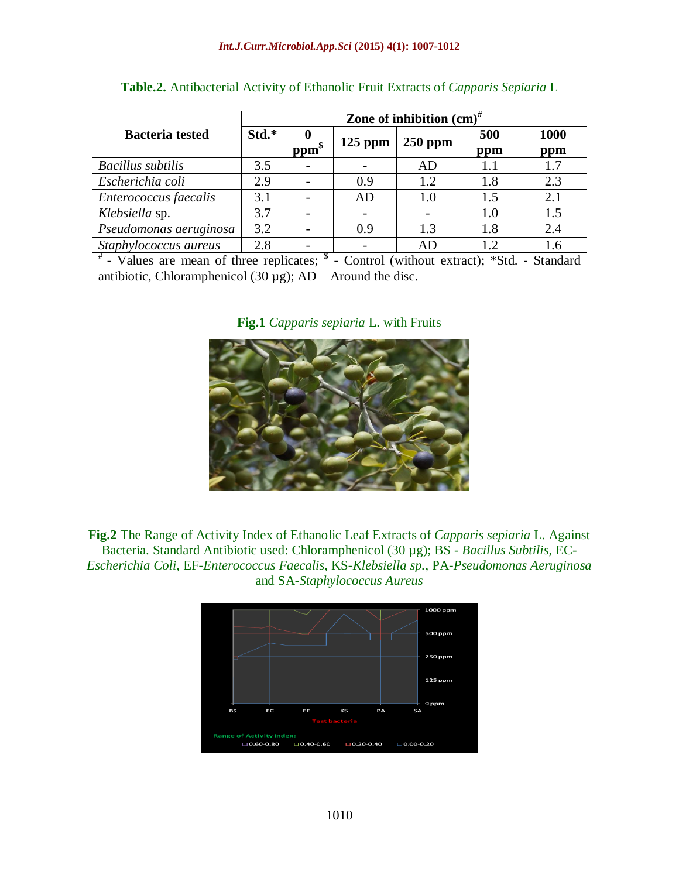**Table.2.** Antibacterial Activity of Ethanolic Fruit Extracts of *Capparis Sepiaria* L

| Bacteria tested | Zone of inhibition (cm)[#] | | | | | |
|---|---|---|---|---|---|---|
| | Std.* | 0 ppm[$] | 125 ppm | 250 ppm | 500 ppm | 1000 ppm |
| *Bacillus subtilis* | 3.5 | - | - | AD | 1.1 | 1.7 |
| *Escherichia coli* | 2.9 | - | 0.9 | 1.2 | 1.8 | 2.3 |
| *Enterococcus faecalis* | 3.1 | - | AD | 1.0 | 1.5 | 2.1 |
| *Klebsiella* sp. | 3.7 | - | - | - | 1.0 | 1.5 |
| *Pseudomonas aeruginosa* | 3.2 | - | 0.9 | 1.3 | 1.8 | 2.4 |
| *Staphylococcus aureus* | 2.8 | - | - | AD | 1.2 | 1.6 |

[#] - Values are mean of three replicates; [$] - Control (without extract); *Std. - Standard antibiotic, Chloramphenicol (30 µg); AD – Around the disc.

**Fig.1** *Capparis sepiaria* L. with Fruits

**Fig.2** The Range of Activity Index of Ethanolic Leaf Extracts of *Capparis sepiaria* L. Against Bacteria. Standard Antibiotic used: Chloramphenicol (30 µg); BS - *Bacillus Subtilis*, EC-*Escherichia Coli*, EF-*Enterococcus Faecalis*, KS-*Klebsiella sp.*, PA-*Pseudomonas Aeruginosa* and SA-*Staphylococcus Aureus*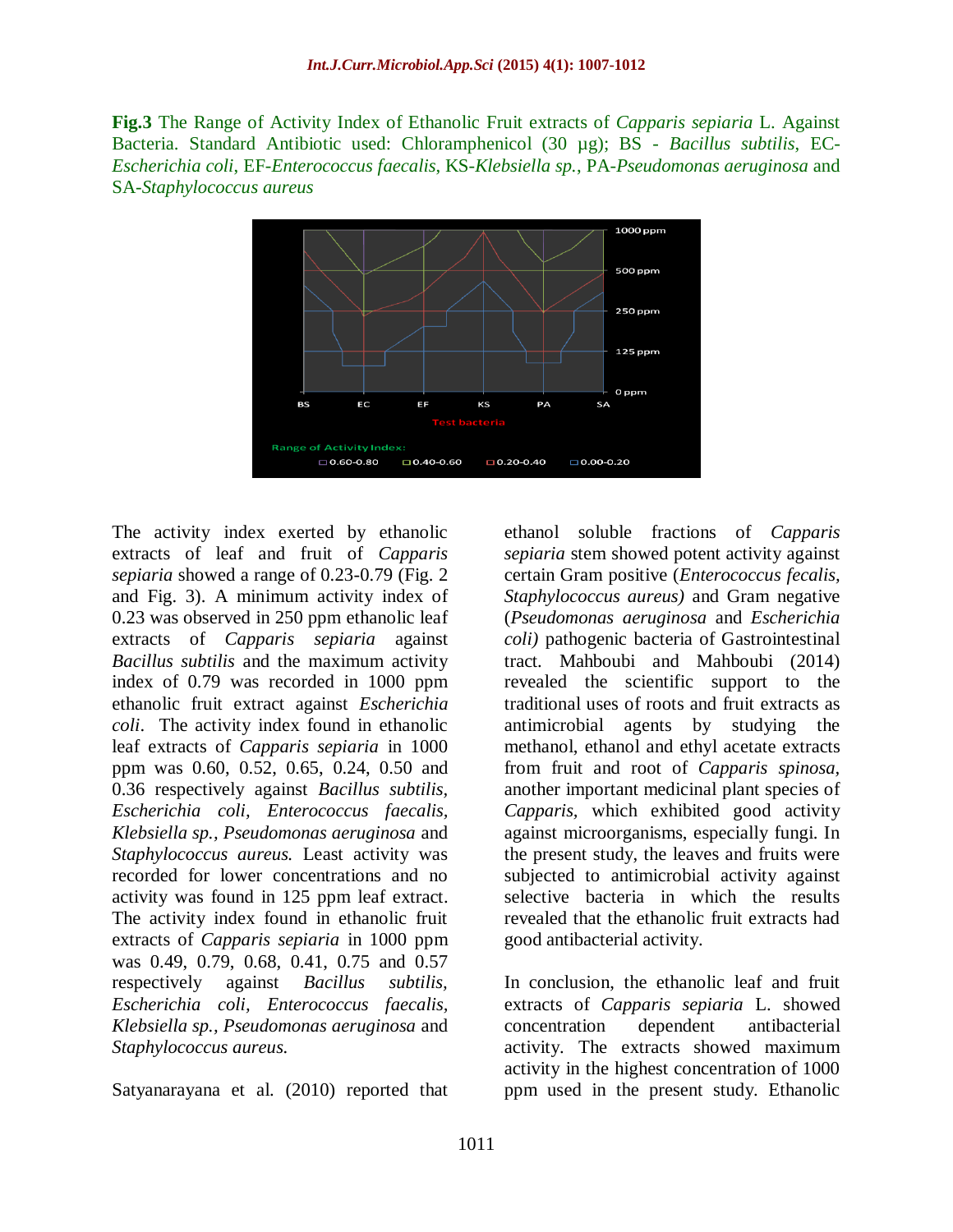**Fig.3** The Range of Activity Index of Ethanolic Fruit extracts of *Capparis sepiaria* L. Against Bacteria. Standard Antibiotic used: Chloramphenicol (30 µg); BS - *Bacillus subtilis*, EC-*Escherichia coli*, EF-*Enterococcus faecalis*, KS-*Klebsiella sp.*, PA-*Pseudomonas aeruginosa* and SA-*Staphylococcus aureus*

The activity index exerted by ethanolic extracts of leaf and fruit of *Capparis sepiaria* showed a range of 0.23-0.79 (Fig. 2 and Fig. 3). A minimum activity index of 0.23 was observed in 250 ppm ethanolic leaf extracts of *Capparis sepiaria* against *Bacillus subtilis* and the maximum activity index of 0.79 was recorded in 1000 ppm ethanolic fruit extract against *Escherichia coli*. The activity index found in ethanolic leaf extracts of *Capparis sepiaria* in 1000 ppm was 0.60, 0.52, 0.65, 0.24, 0.50 and 0.36 respectively against *Bacillus subtilis, Escherichia coli, Enterococcus faecalis, Klebsiella sp., Pseudomonas aeruginosa* and *Staphylococcus aureus.* Least activity was recorded for lower concentrations and no activity was found in 125 ppm leaf extract. The activity index found in ethanolic fruit extracts of *Capparis sepiaria* in 1000 ppm was 0.49, 0.79, 0.68, 0.41, 0.75 and 0.57 respectively against *Bacillus subtilis, Escherichia coli, Enterococcus faecalis, Klebsiella sp., Pseudomonas aeruginosa* and *Staphylococcus aureus.*

Satyanarayana et al. (2010) reported that ethanol soluble fractions of *Capparis sepiaria* stem showed potent activity against certain Gram positive (*Enterococcus fecalis, Staphylococcus aureus)* and Gram negative (*Pseudomonas aeruginosa* and *Escherichia coli)* pathogenic bacteria of Gastrointestinal tract. Mahboubi and Mahboubi (2014) revealed the scientific support to the traditional uses of roots and fruit extracts as antimicrobial agents by studying the methanol, ethanol and ethyl acetate extracts from fruit and root of *Capparis spinosa,* another important medicinal plant species of *Capparis,* which exhibited good activity against microorganisms, especially fungi. In the present study, the leaves and fruits were subjected to antimicrobial activity against selective bacteria in which the results revealed that the ethanolic fruit extracts had good antibacterial activity.

In conclusion, the ethanolic leaf and fruit extracts of *Capparis sepiaria* L. showed concentration dependent antibacterial activity. The extracts showed maximum activity in the highest concentration of 1000 ppm used in the present study. Ethanolic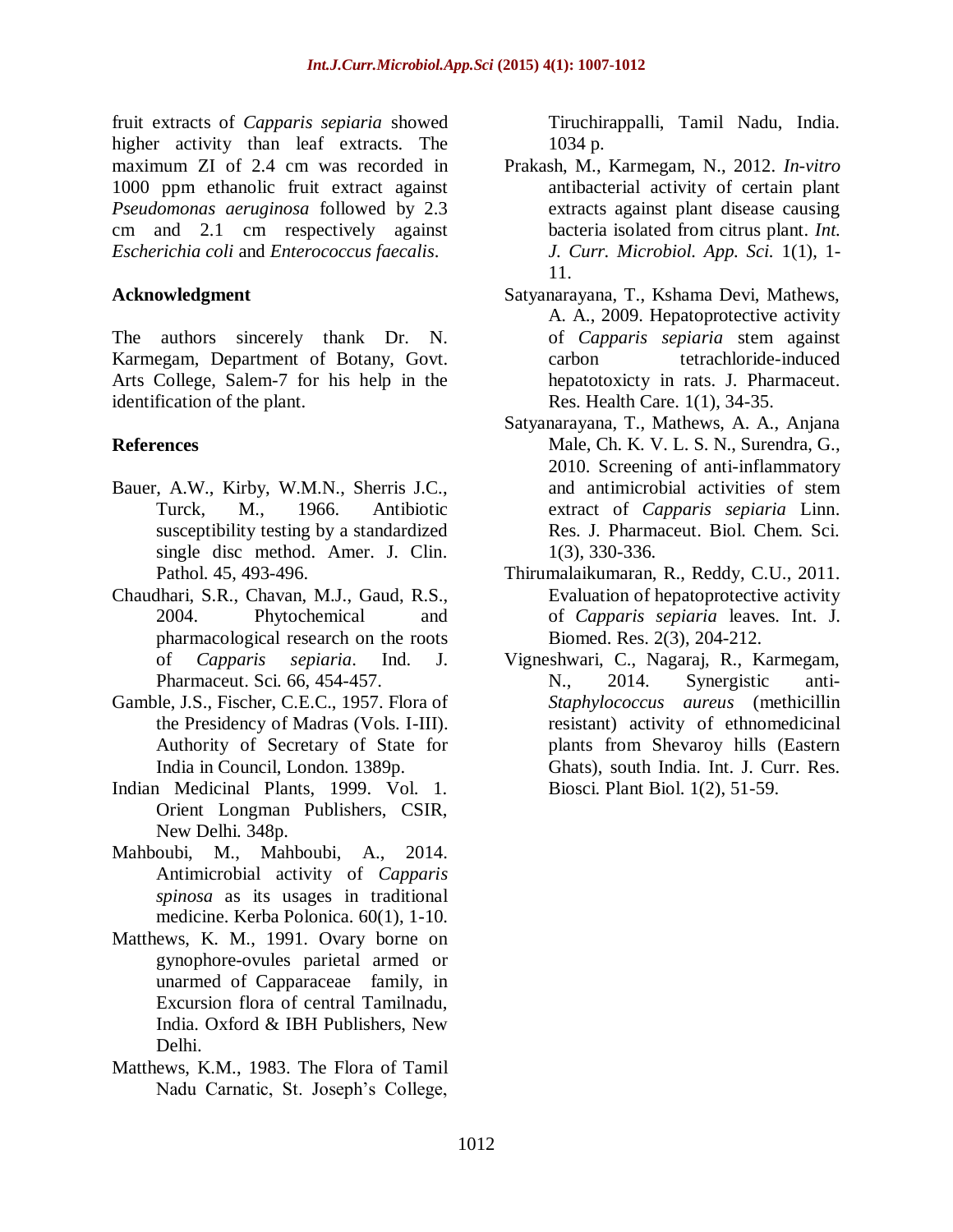fruit extracts of *Capparis sepiaria* showed higher activity than leaf extracts. The maximum ZI of 2.4 cm was recorded in 1000 ppm ethanolic fruit extract against *Pseudomonas aeruginosa* followed by 2.3 cm and 2.1 cm respectively against *Escherichia coli* and *Enterococcus faecalis*.

## Acknowledgment

The authors sincerely thank Dr. N. Karmegam, Department of Botany, Govt. Arts College, Salem-7 for his help in the identification of the plant.

## References

Bauer, A.W., Kirby, W.M.N., Sherris J.C., Turck, M., 1966. Antibiotic susceptibility testing by a standardized single disc method. Amer. J. Clin. Pathol. 45, 493-496.

Chaudhari, S.R., Chavan, M.J., Gaud, R.S., 2004. Phytochemical and pharmacological research on the roots of *Capparis sepiaria*. Ind. J. Pharmaceut. Sci. 66, 454-457.

Gamble, J.S., Fischer, C.E.C., 1957. Flora of the Presidency of Madras (Vols. I-III). Authority of Secretary of State for India in Council, London. 1389p.

Indian Medicinal Plants, 1999. Vol. 1. Orient Longman Publishers, CSIR, New Delhi. 348p.

Mahboubi, M., Mahboubi, A., 2014. Antimicrobial activity of *Capparis spinosa* as its usages in traditional medicine. Kerba Polonica. 60(1), 1-10.

Matthews, K. M., 1991. Ovary borne on gynophore-ovules parietal armed or unarmed of Capparaceae family, in Excursion flora of central Tamilnadu, India. Oxford & IBH Publishers, New Delhi.

Matthews, K.M., 1983. The Flora of Tamil Nadu Carnatic, St. Joseph's College, Tiruchirappalli, Tamil Nadu, India. 1034 p.

Prakash, M., Karmegam, N., 2012. *In-vitro* antibacterial activity of certain plant extracts against plant disease causing bacteria isolated from citrus plant. *Int. J. Curr. Microbiol. App. Sci.* 1(1), 1-11.

Satyanarayana, T., Kshama Devi, Mathews, A. A., 2009. Hepatoprotective activity of *Capparis sepiaria* stem against carbon tetrachloride-induced hepatotoxicty in rats. J. Pharmaceut. Res. Health Care. 1(1), 34-35.

Satyanarayana, T., Mathews, A. A., Anjana Male, Ch. K. V. L. S. N., Surendra, G., 2010. Screening of anti-inflammatory and antimicrobial activities of stem extract of *Capparis sepiaria* Linn. Res. J. Pharmaceut. Biol. Chem. Sci. 1(3), 330-336.

Thirumalaikumaran, R., Reddy, C.U., 2011. Evaluation of hepatoprotective activity of *Capparis sepiaria* leaves. Int. J. Biomed. Res. 2(3), 204-212.

Vigneshwari, C., Nagaraj, R., Karmegam, N., 2014. Synergistic anti-*Staphylococcus aureus* (methicillin resistant) activity of ethnomedicinal plants from Shevaroy hills (Eastern Ghats), south India. Int. J. Curr. Res. Biosci. Plant Biol. 1(2), 51-59.